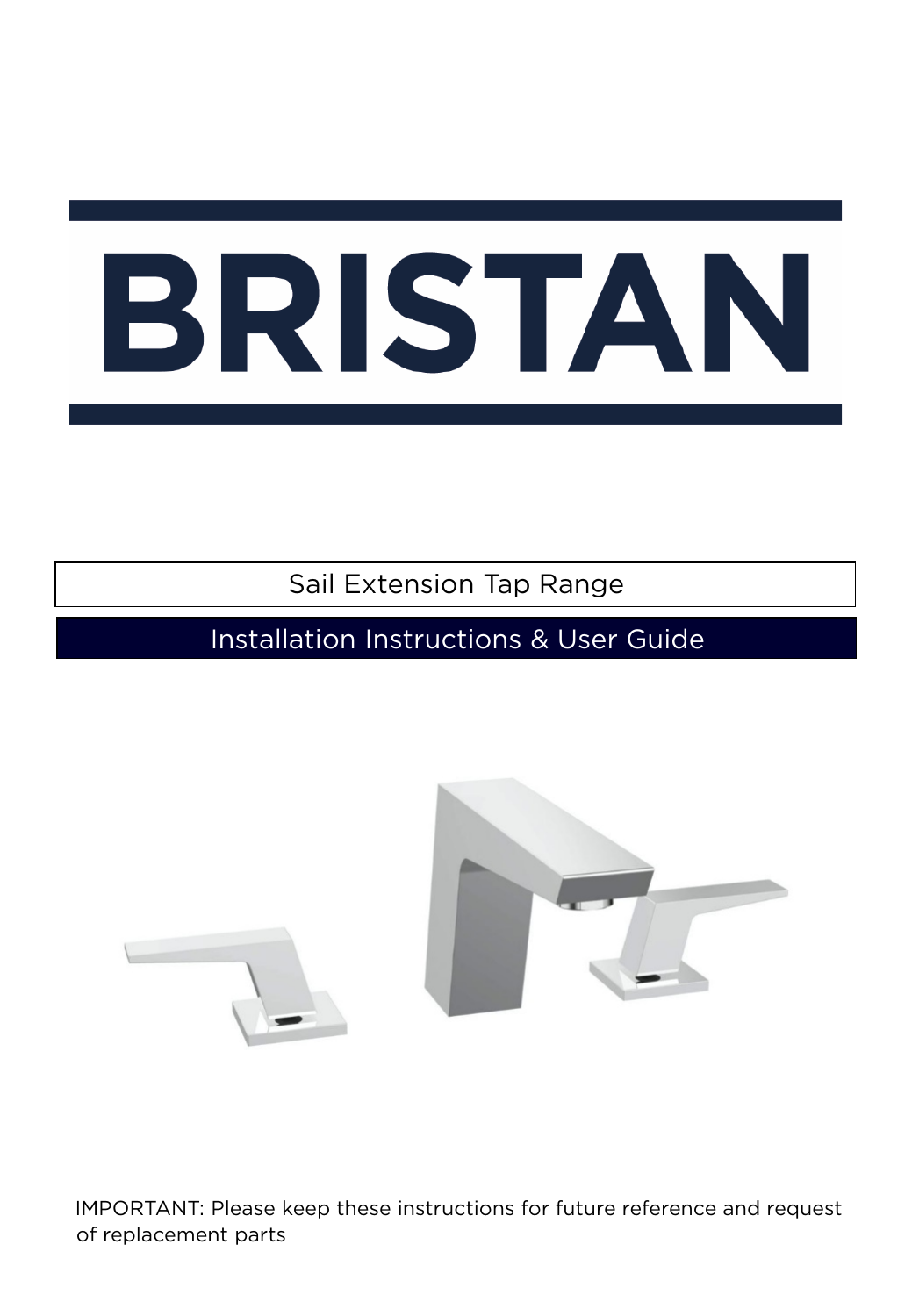# BRISTAN

## Sail Extension Tap Range

## Installation Instructions & User Guide

IMPORTANT: Please keep these instructions for future reference and request of replacement parts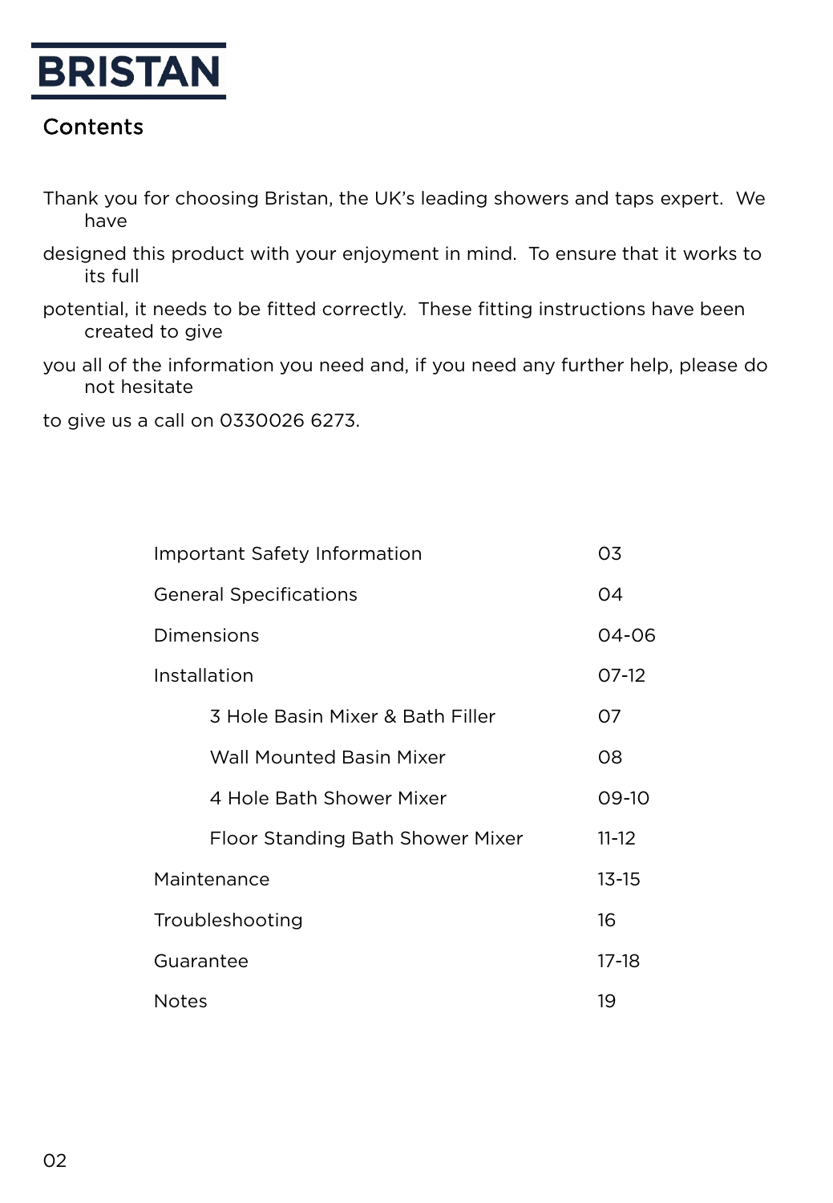BRISTAN

# Contents

Thank you for choosing Bristan, the UK's leading showers and taps expert. We have designed this product with your enjoyment in mind. To ensure that it works to its full potential, it needs to be fitted correctly. These fitting instructions have been created to give you all of the information you need and, if you need any further help, please do not hesitate to give us a call on 0330026 6273.

| | |
|---|---|
| Important Safety Information | 03 |
| General Specifications | 04 |
| Dimensions | 04-06 |
| Installation | 07-12 |
| 3 Hole Basin Mixer & Bath Filler | 07 |
| Wall Mounted Basin Mixer | 08 |
| 4 Hole Bath Shower Mixer | 09-10 |
| Floor Standing Bath Shower Mixer | 11-12 |
| Maintenance | 13-15 |
| Troubleshooting | 16 |
| Guarantee | 17-18 |
| Notes | 19 |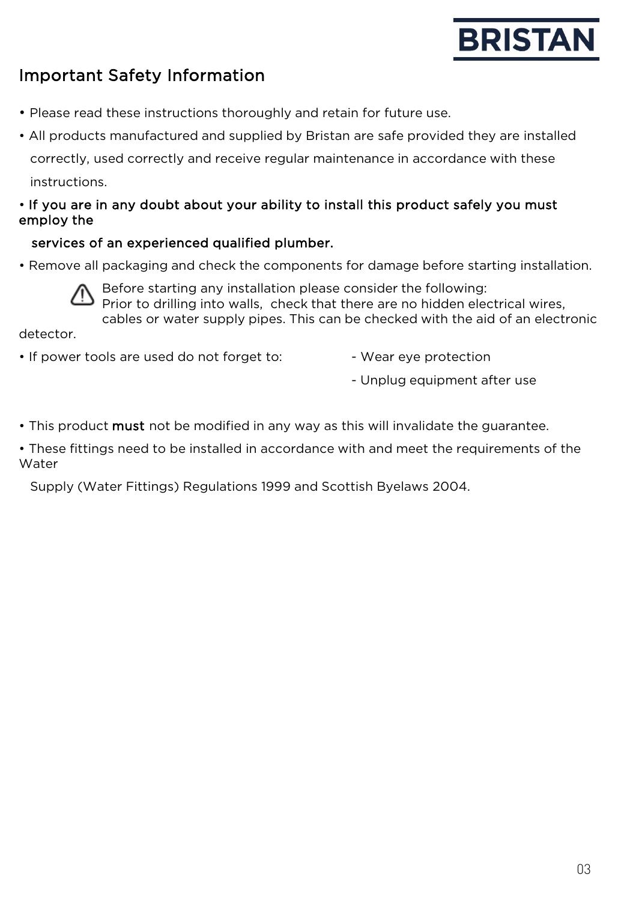## Important Safety Information

- Please read these instructions thoroughly and retain for future use.
- All products manufactured and supplied by Bristan are safe provided they are installed correctly, used correctly and receive regular maintenance in accordance with these instructions.
- **If you are in any doubt about your ability to install this product safely you must employ the services of an experienced qualified plumber.**
- Remove all packaging and check the components for damage before starting installation.

⚠ Before starting any installation please consider the following:
Prior to drilling into walls, check that there are no hidden electrical wires, cables or water supply pipes. This can be checked with the aid of an electronic detector.

- If power tools are used do not forget to:
  - Wear eye protection
  - Unplug equipment after use

- This product **must** not be modified in any way as this will invalidate the guarantee.
- These fittings need to be installed in accordance with and meet the requirements of the Water Supply (Water Fittings) Regulations 1999 and Scottish Byelaws 2004.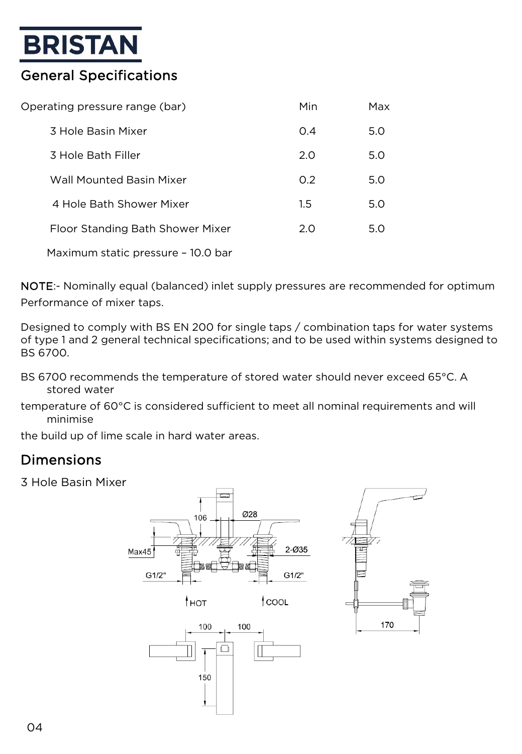# BRISTAN

## General Specifications

| Operating pressure range (bar) | Min | Max |
|---|---|---|
| 3 Hole Basin Mixer | 0.4 | 5.0 |
| 3 Hole Bath Filler | 2.0 | 5.0 |
| Wall Mounted Basin Mixer | 0.2 | 5.0 |
| 4 Hole Bath Shower Mixer | 1.5 | 5.0 |
| Floor Standing Bath Shower Mixer | 2.0 | 5.0 |

Maximum static pressure – 10.0 bar

NOTE:- Nominally equal (balanced) inlet supply pressures are recommended for optimum Performance of mixer taps.

Designed to comply with BS EN 200 for single taps / combination taps for water systems of type 1 and 2 general technical specifications; and to be used within systems designed to BS 6700.

BS 6700 recommends the temperature of stored water should never exceed 65°C. A stored water temperature of 60°C is considered sufficient to meet all nominal requirements and will minimise the build up of lime scale in hard water areas.

## Dimensions

3 Hole Basin Mixer

106
Ø28
Max45
2-Ø35
G1/2"
G1/2"
HOT
COOL
100
100
150
170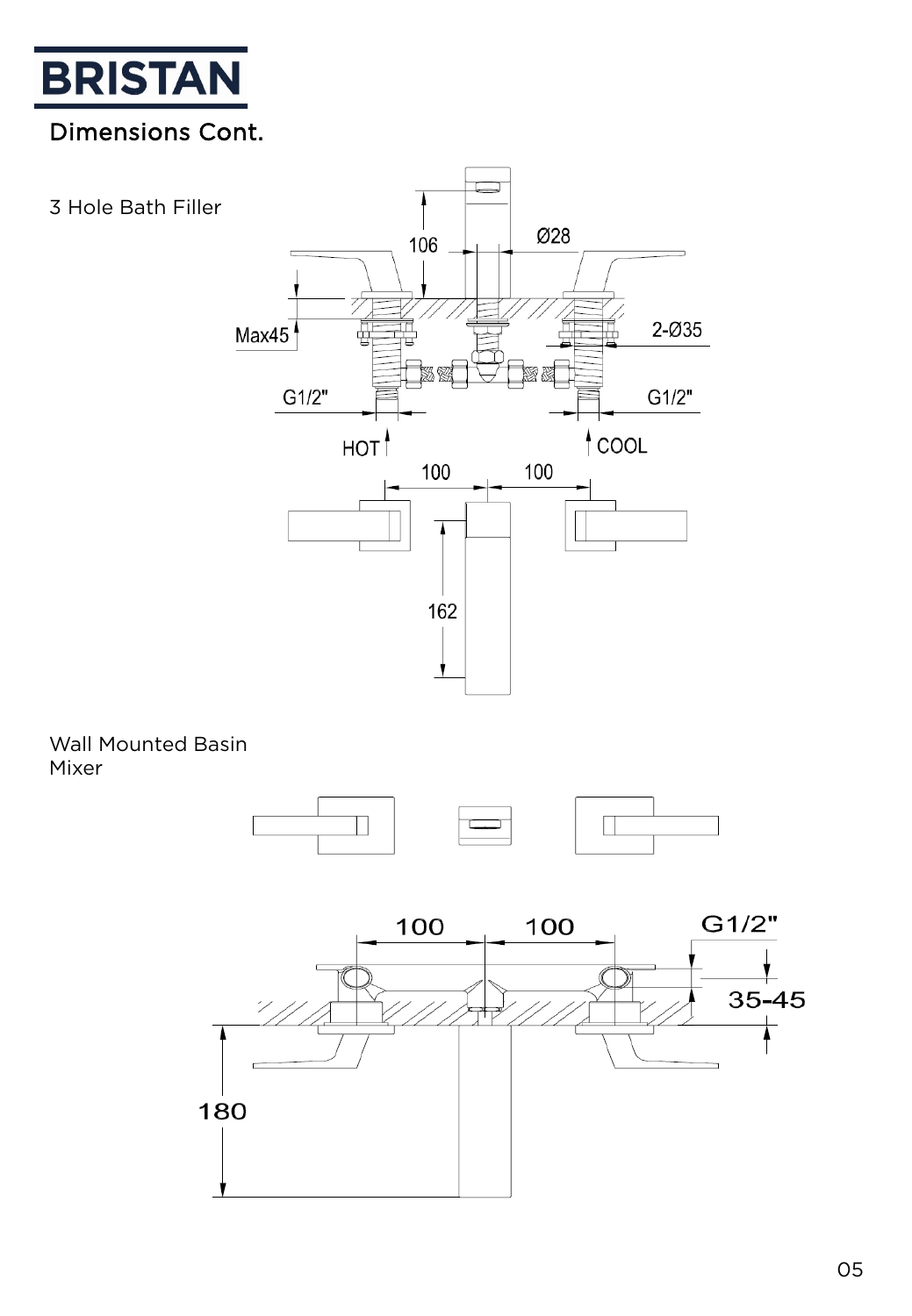# BRISTAN

## Dimensions Cont.

3 Hole Bath Filler

106

Ø28

Max45

2-Ø35

G1/2"

G1/2"

HOT

COOL

100

100

162

Wall Mounted Basin Mixer

100

100

G1/2"

35-45

180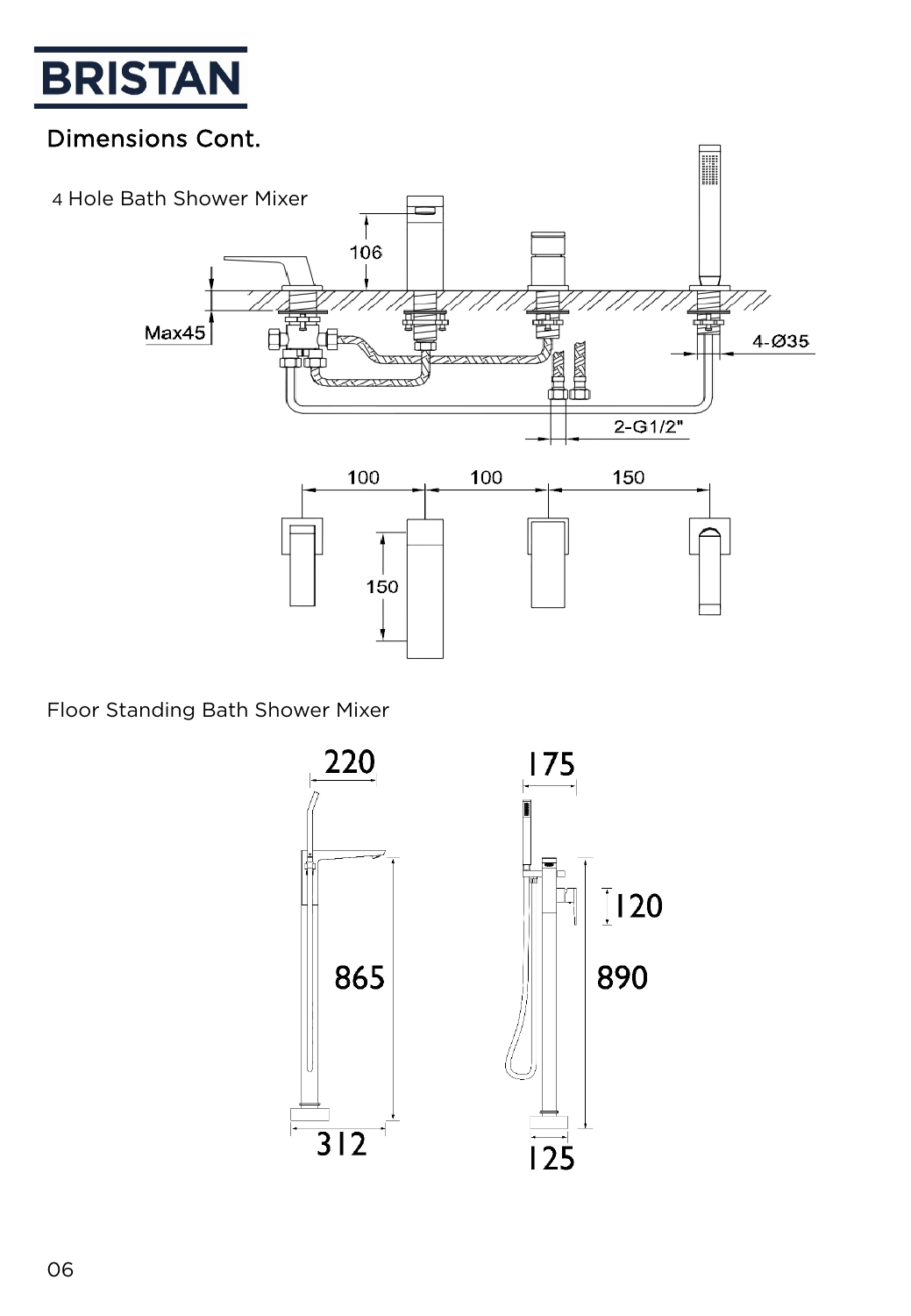# Dimensions Cont.

4 Hole Bath Shower Mixer

106

Max45

4-Ø35

2-G1/2"

100 100 150

150

Floor Standing Bath Shower Mixer

220

865

312

175

120

890

125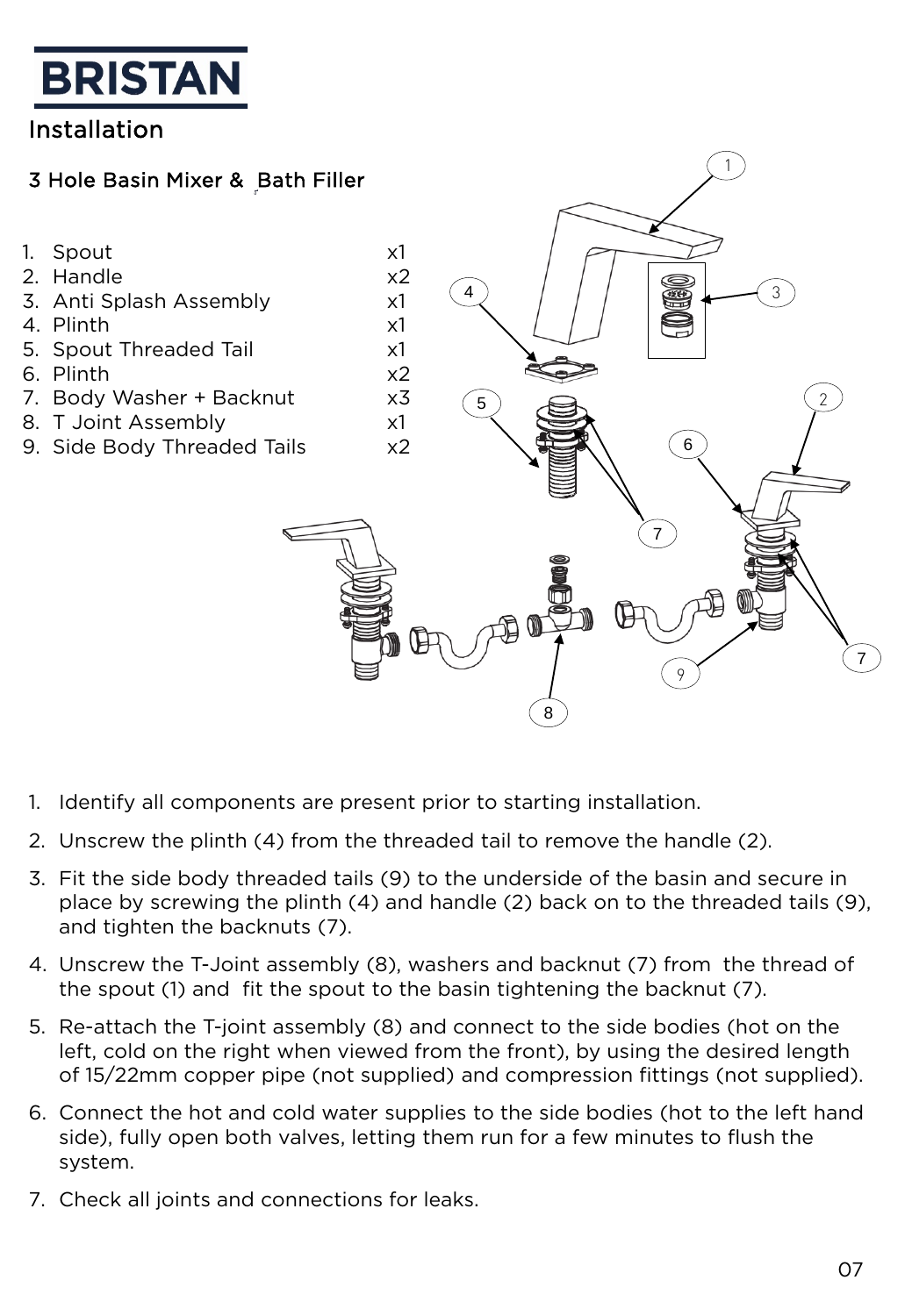# BRISTAN

## Installation

### 3 Hole Basin Mixer & Bath Filler

| | | |
|---|---|---|
| 1. | Spout | x1 |
| 2. | Handle | x2 |
| 3. | Anti Splash Assembly | x1 |
| 4. | Plinth | x1 |
| 5. | Spout Threaded Tail | x1 |
| 6. | Plinth | x2 |
| 7. | Body Washer + Backnut | x3 |
| 8. | T Joint Assembly | x1 |
| 9. | Side Body Threaded Tails | x2 |

1. Identify all components are present prior to starting installation.
2. Unscrew the plinth (4) from the threaded tail to remove the handle (2).
3. Fit the side body threaded tails (9) to the underside of the basin and secure in place by screwing the plinth (4) and handle (2) back on to the threaded tails (9), and tighten the backnuts (7).
4. Unscrew the T-Joint assembly (8), washers and backnut (7) from the thread of the spout (1) and fit the spout to the basin tightening the backnut (7).
5. Re-attach the T-joint assembly (8) and connect to the side bodies (hot on the left, cold on the right when viewed from the front), by using the desired length of 15/22mm copper pipe (not supplied) and compression fittings (not supplied).
6. Connect the hot and cold water supplies to the side bodies (hot to the left hand side), fully open both valves, letting them run for a few minutes to flush the system.
7. Check all joints and connections for leaks.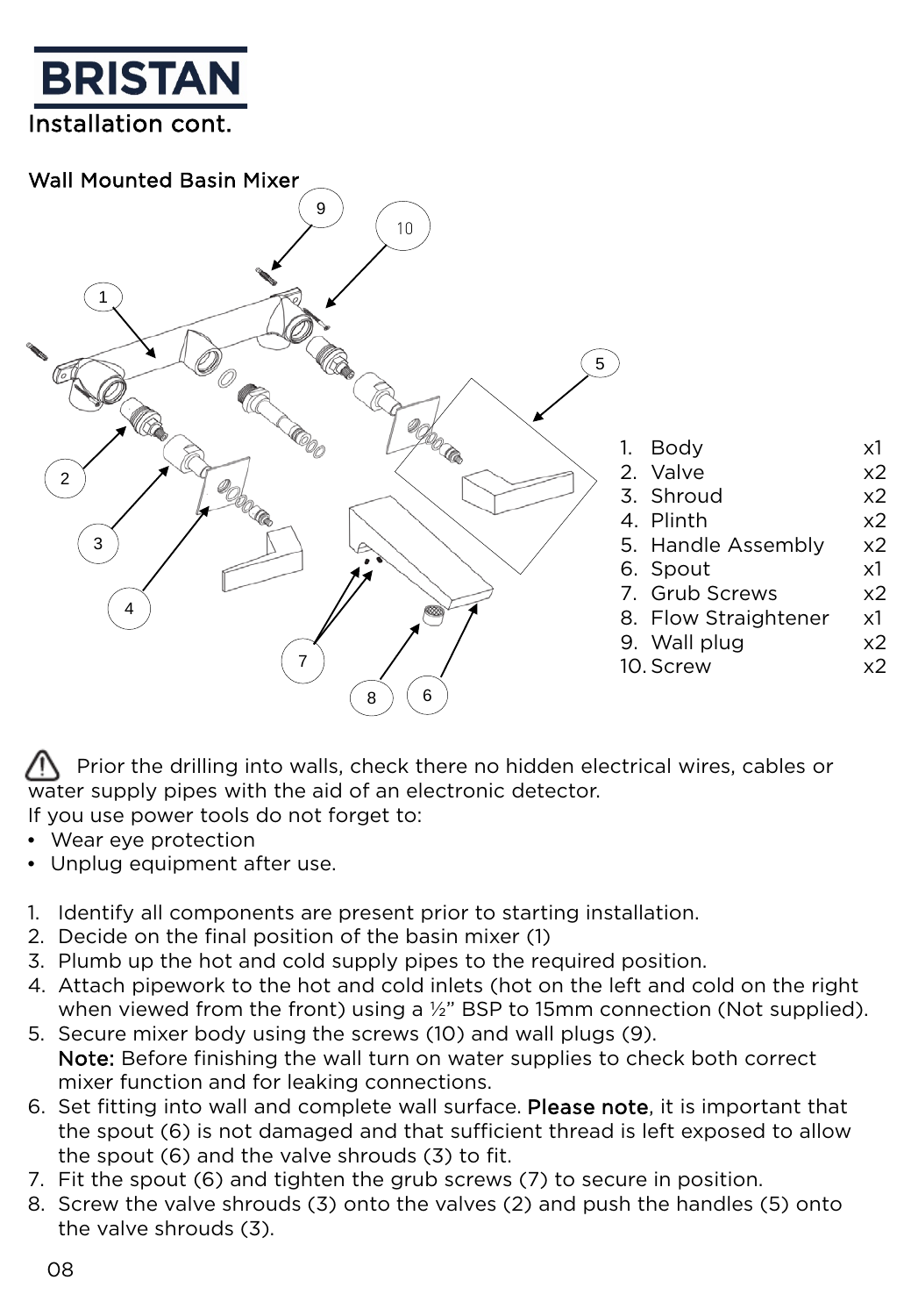# BRISTAN

## Installation cont.

### Wall Mounted Basin Mixer

| | | |
|---|---|---|
| 1. | Body | x1 |
| 2. | Valve | x2 |
| 3. | Shroud | x2 |
| 4. | Plinth | x2 |
| 5. | Handle Assembly | x2 |
| 6. | Spout | x1 |
| 7. | Grub Screws | x2 |
| 8. | Flow Straightener | x1 |
| 9. | Wall plug | x2 |
| 10. | Screw | x2 |

⚠ Prior the drilling into walls, check there no hidden electrical wires, cables or water supply pipes with the aid of an electronic detector.
If you use power tools do not forget to:

- Wear eye protection
- Unplug equipment after use.

1. Identify all components are present prior to starting installation.
2. Decide on the final position of the basin mixer (1)
3. Plumb up the hot and cold supply pipes to the required position.
4. Attach pipework to the hot and cold inlets (hot on the left and cold on the right when viewed from the front) using a ½" BSP to 15mm connection (Not supplied).
5. Secure mixer body using the screws (10) and wall plugs (9).
   **Note:** Before finishing the wall turn on water supplies to check both correct mixer function and for leaking connections.
6. Set fitting into wall and complete wall surface. **Please note**, it is important that the spout (6) is not damaged and that sufficient thread is left exposed to allow the spout (6) and the valve shrouds (3) to fit.
7. Fit the spout (6) and tighten the grub screws (7) to secure in position.
8. Screw the valve shrouds (3) onto the valves (2) and push the handles (5) onto the valve shrouds (3).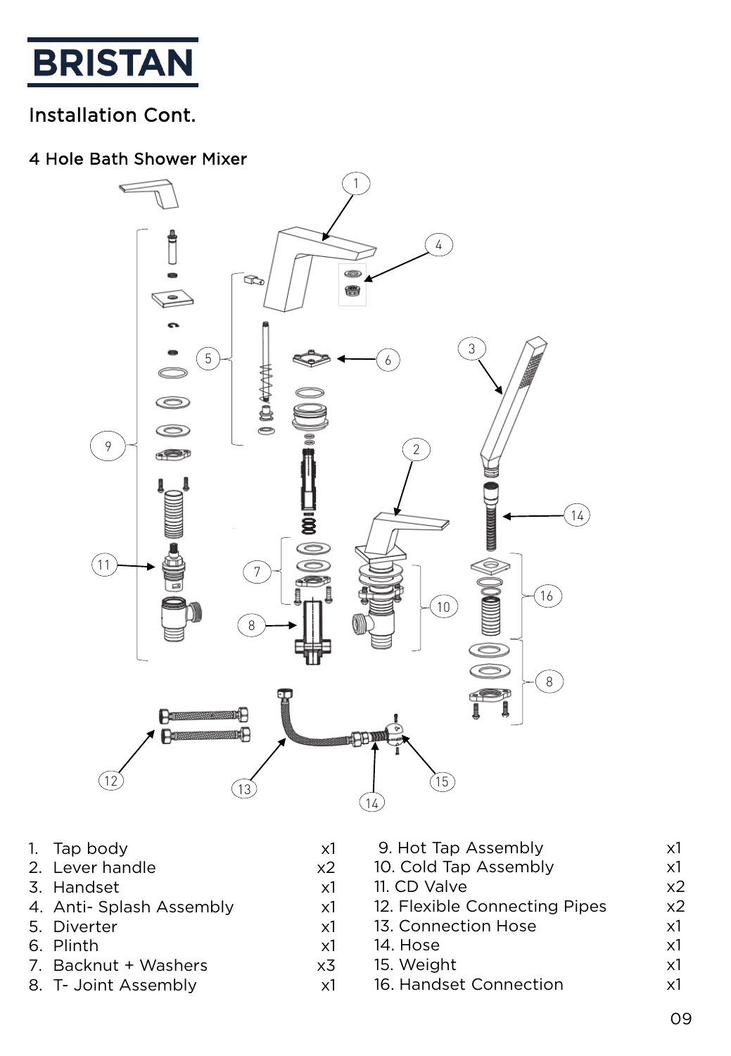## Installation Cont.

### 4 Hole Bath Shower Mixer

| Part | Qty | Part | Qty |
|---|---|---|---|
| 1. Tap body | x1 | 9. Hot Tap Assembly | x1 |
| 2. Lever handle | x2 | 10. Cold Tap Assembly | x1 |
| 3. Handset | x1 | 11. CD Valve | x2 |
| 4. Anti- Splash Assembly | x1 | 12. Flexible Connecting Pipes | x2 |
| 5. Diverter | x1 | 13. Connection Hose | x1 |
| 6. Plinth | x1 | 14. Hose | x1 |
| 7. Backnut + Washers | x3 | 15. Weight | x1 |
| 8. T- Joint Assembly | x1 | 16. Handset Connection | x1 |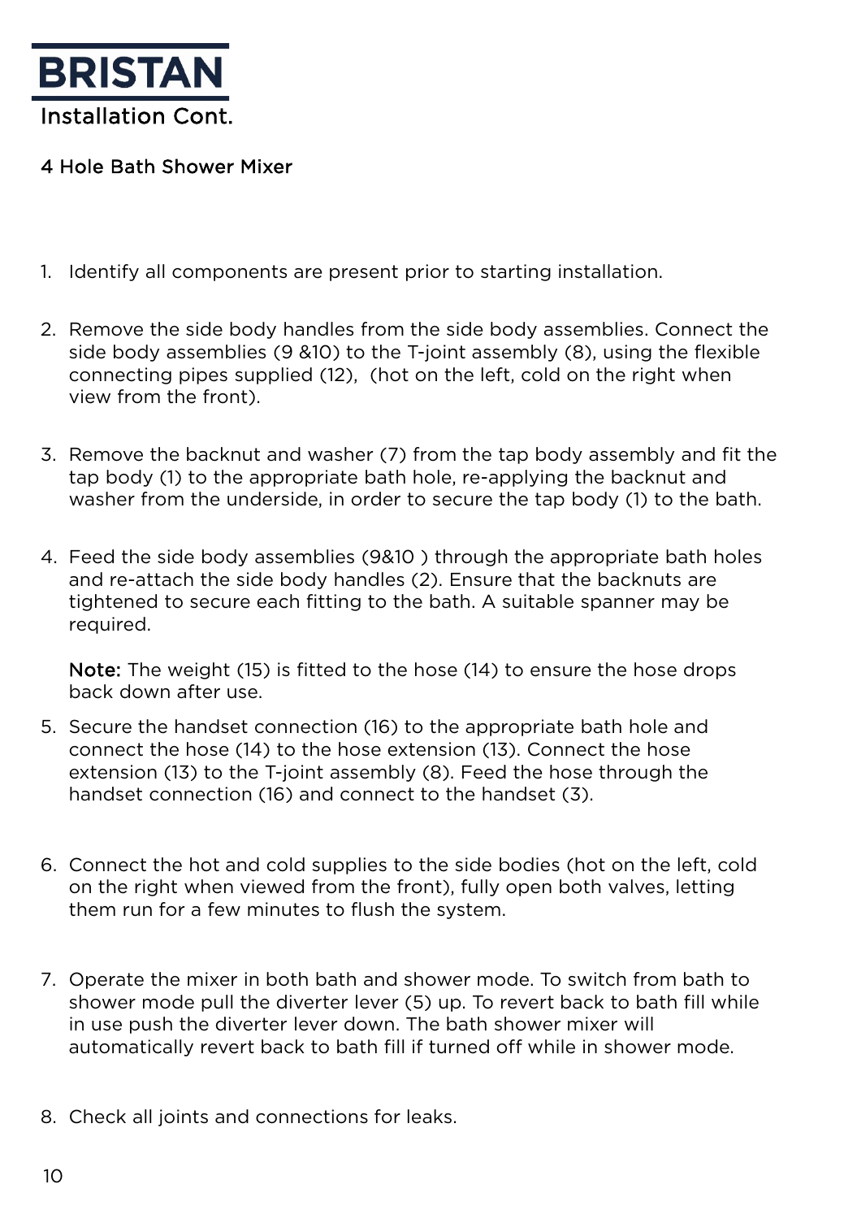# BRISTAN

## Installation Cont.

### 4 Hole Bath Shower Mixer

1. Identify all components are present prior to starting installation.

2. Remove the side body handles from the side body assemblies. Connect the side body assemblies (9 &10) to the T-joint assembly (8), using the flexible connecting pipes supplied (12),  (hot on the left, cold on the right when view from the front).

3. Remove the backnut and washer (7) from the tap body assembly and fit the tap body (1) to the appropriate bath hole, re-applying the backnut and washer from the underside, in order to secure the tap body (1) to the bath.

4. Feed the side body assemblies (9&10 ) through the appropriate bath holes and re-attach the side body handles (2). Ensure that the backnuts are tightened to secure each fitting to the bath. A suitable spanner may be required.

   **Note:** The weight (15) is fitted to the hose (14) to ensure the hose drops back down after use.

5. Secure the handset connection (16) to the appropriate bath hole and connect the hose (14) to the hose extension (13). Connect the hose extension (13) to the T-joint assembly (8). Feed the hose through the handset connection (16) and connect to the handset (3).

6. Connect the hot and cold supplies to the side bodies (hot on the left, cold on the right when viewed from the front), fully open both valves, letting them run for a few minutes to flush the system.

7. Operate the mixer in both bath and shower mode. To switch from bath to shower mode pull the diverter lever (5) up. To revert back to bath fill while in use push the diverter lever down. The bath shower mixer will automatically revert back to bath fill if turned off while in shower mode.

8. Check all joints and connections for leaks.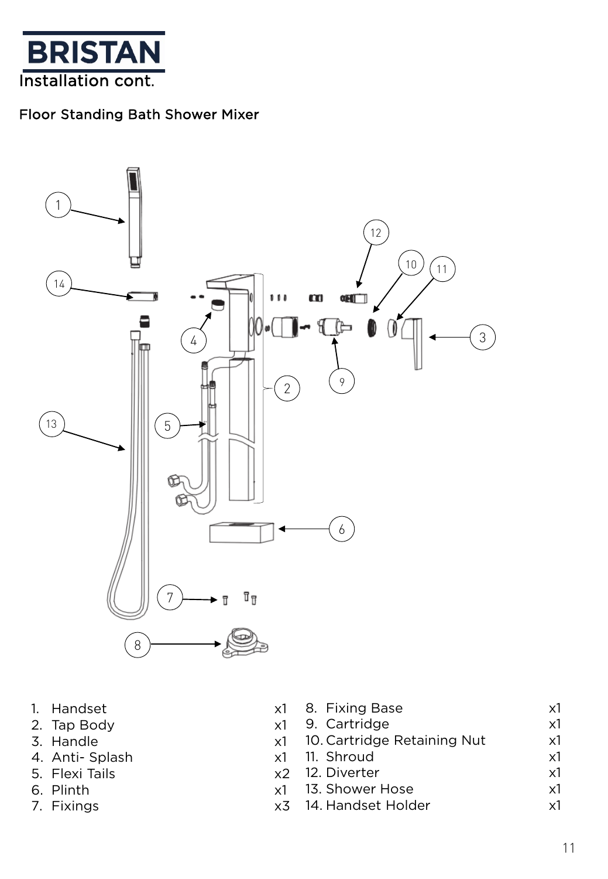BRISTAN

## Installation cont.

### Floor Standing Bath Shower Mixer

| | | | |
|---|---|---|---|
| 1. Handset | x1 | 8. Fixing Base | x1 |
| 2. Tap Body | x1 | 9. Cartridge | x1 |
| 3. Handle | x1 | 10. Cartridge Retaining Nut | x1 |
| 4. Anti- Splash | x1 | 11. Shroud | x1 |
| 5. Flexi Tails | x2 | 12. Diverter | x1 |
| 6. Plinth | x1 | 13. Shower Hose | x1 |
| 7. Fixings | x3 | 14. Handset Holder | x1 |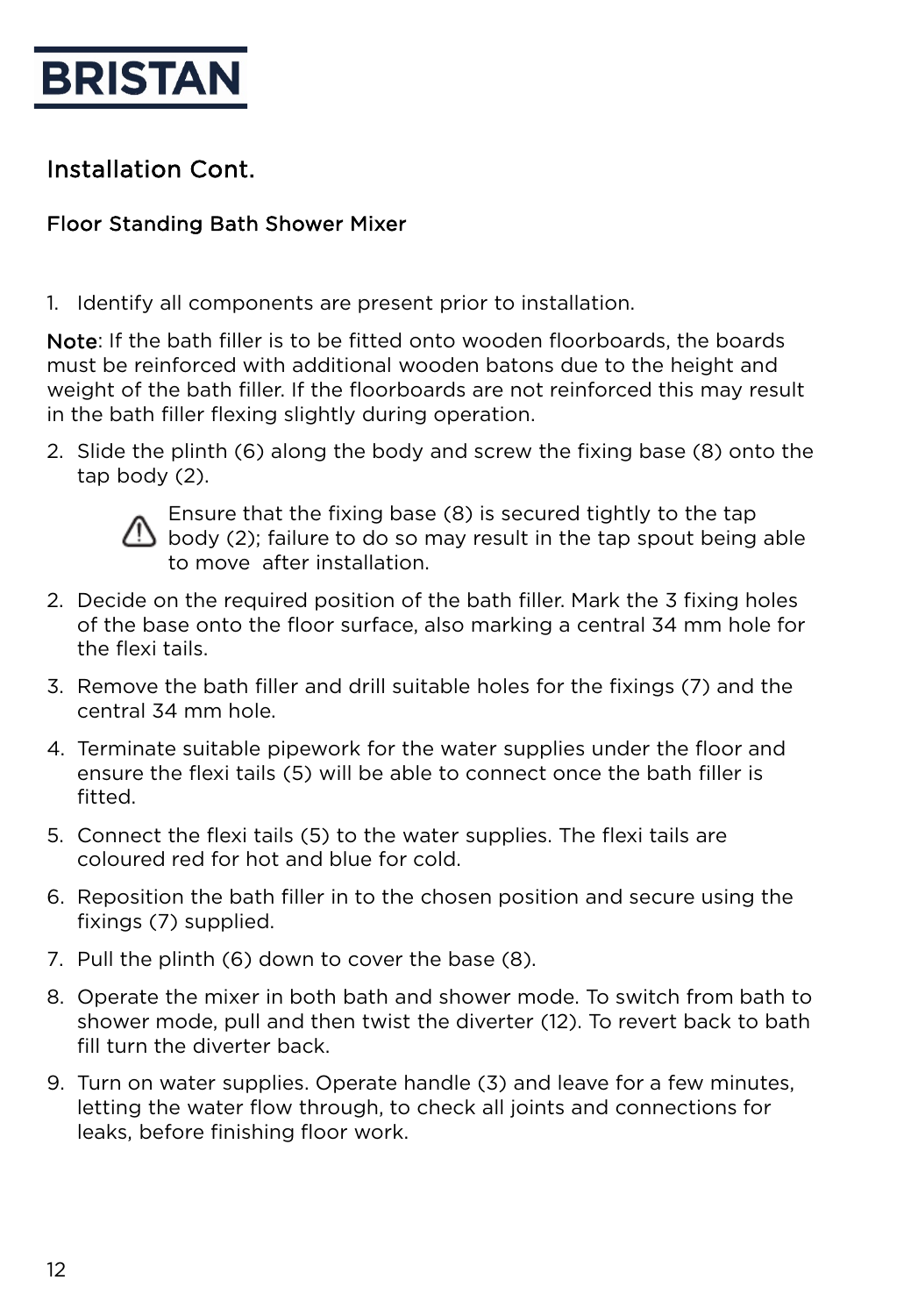BRISTAN

## Installation Cont.

### Floor Standing Bath Shower Mixer

1. Identify all components are present prior to installation.

**Note**: If the bath filler is to be fitted onto wooden floorboards, the boards must be reinforced with additional wooden batons due to the height and weight of the bath filler. If the floorboards are not reinforced this may result in the bath filler flexing slightly during operation.

2. Slide the plinth (6) along the body and screw the fixing base (8) onto the tap body (2).

   ⚠ Ensure that the fixing base (8) is secured tightly to the tap body (2); failure to do so may result in the tap spout being able to move after installation.

2. Decide on the required position of the bath filler. Mark the 3 fixing holes of the base onto the floor surface, also marking a central 34 mm hole for the flexi tails.
3. Remove the bath filler and drill suitable holes for the fixings (7) and the central 34 mm hole.
4. Terminate suitable pipework for the water supplies under the floor and ensure the flexi tails (5) will be able to connect once the bath filler is fitted.
5. Connect the flexi tails (5) to the water supplies. The flexi tails are coloured red for hot and blue for cold.
6. Reposition the bath filler in to the chosen position and secure using the fixings (7) supplied.
7. Pull the plinth (6) down to cover the base (8).
8. Operate the mixer in both bath and shower mode. To switch from bath to shower mode, pull and then twist the diverter (12). To revert back to bath fill turn the diverter back.
9. Turn on water supplies. Operate handle (3) and leave for a few minutes, letting the water flow through, to check all joints and connections for leaks, before finishing floor work.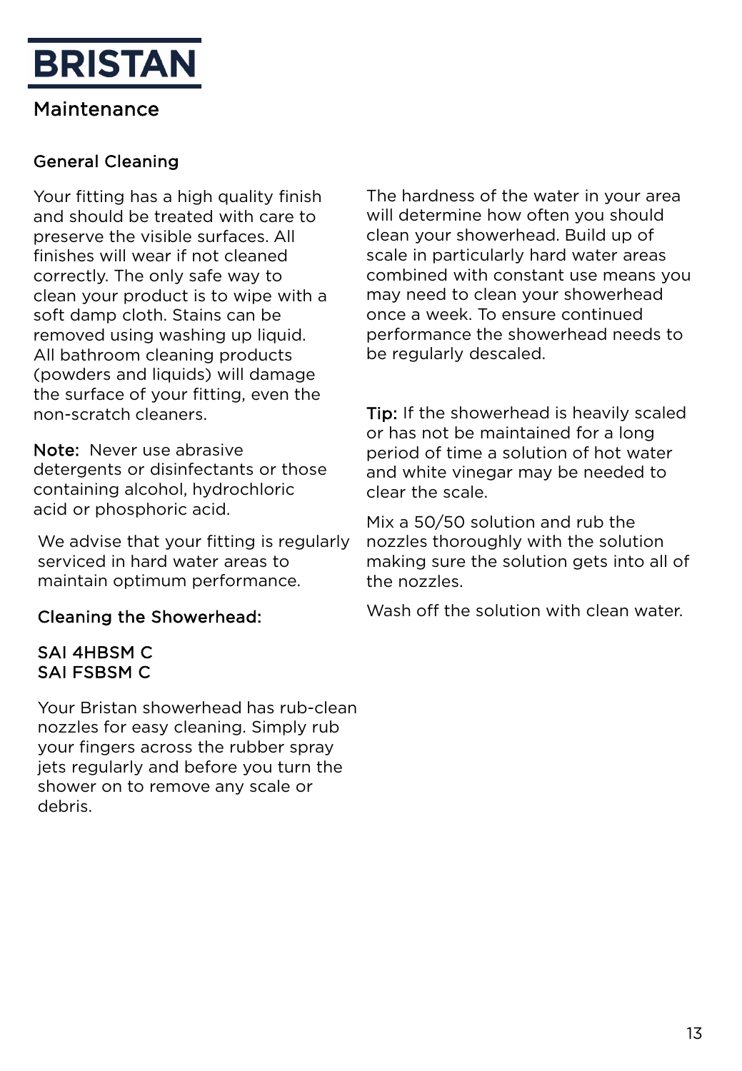# BRISTAN

## Maintenance

### General Cleaning

Your fitting has a high quality finish and should be treated with care to preserve the visible surfaces. All finishes will wear if not cleaned correctly. The only safe way to clean your product is to wipe with a soft damp cloth. Stains can be removed using washing up liquid. All bathroom cleaning products (powders and liquids) will damage the surface of your fitting, even the non-scratch cleaners.

**Note:** Never use abrasive detergents or disinfectants or those containing alcohol, hydrochloric acid or phosphoric acid.

We advise that your fitting is regularly serviced in hard water areas to maintain optimum performance.

### Cleaning the Showerhead:

SAI 4HBSM C
SAI FSBSM C

Your Bristan showerhead has rub-clean nozzles for easy cleaning. Simply rub your fingers across the rubber spray jets regularly and before you turn the shower on to remove any scale or debris.

The hardness of the water in your area will determine how often you should clean your showerhead. Build up of scale in particularly hard water areas combined with constant use means you may need to clean your showerhead once a week. To ensure continued performance the showerhead needs to be regularly descaled.

**Tip:** If the showerhead is heavily scaled or has not be maintained for a long period of time a solution of hot water and white vinegar may be needed to clear the scale.

Mix a 50/50 solution and rub the nozzles thoroughly with the solution making sure the solution gets into all of the nozzles.

Wash off the solution with clean water.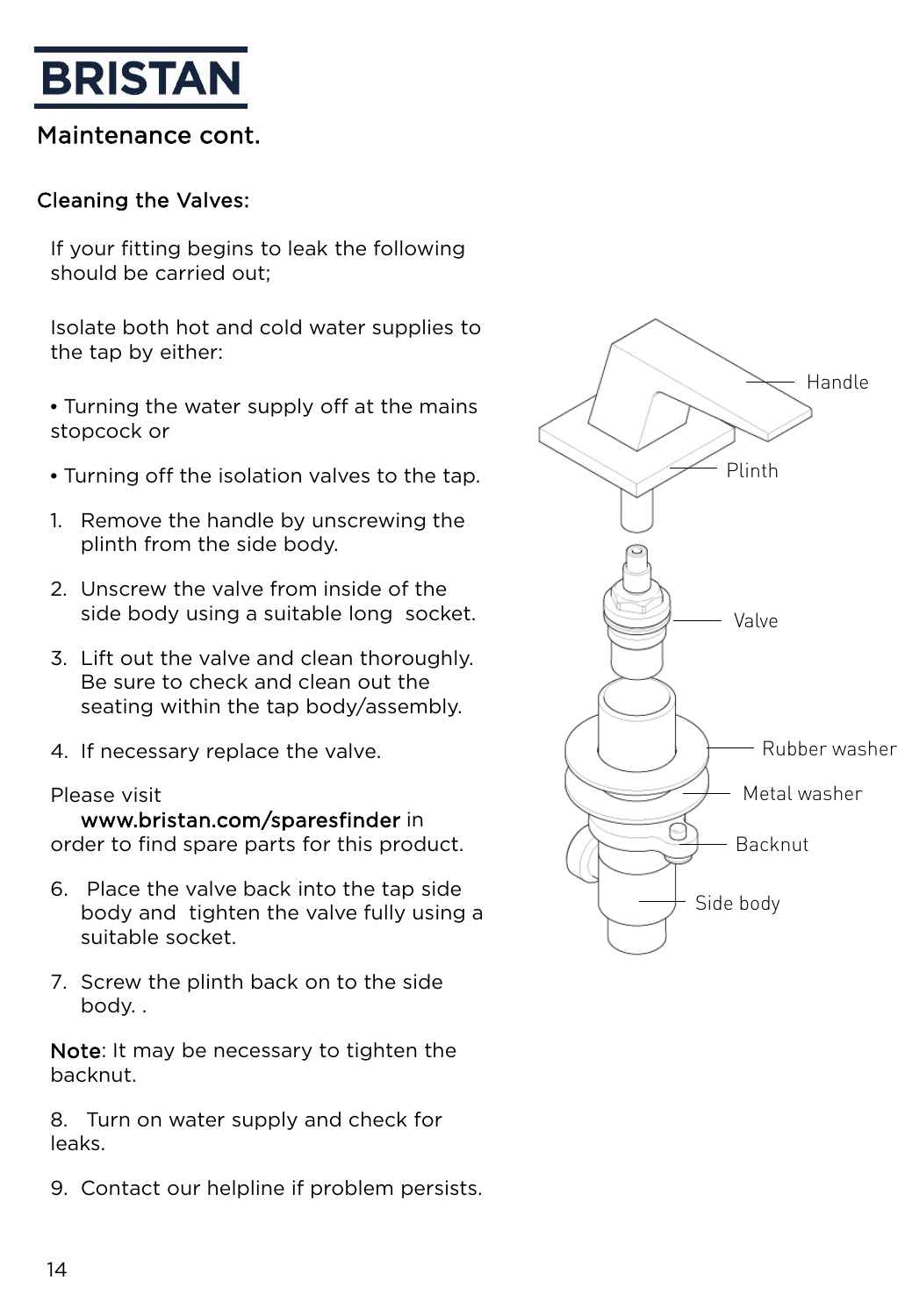# BRISTAN

## Maintenance cont.

### Cleaning the Valves:

If your fitting begins to leak the following should be carried out;

Isolate both hot and cold water supplies to the tap by either:

- Turning the water supply off at the mains stopcock or
- Turning off the isolation valves to the tap.

1. Remove the handle by unscrewing the plinth from the side body.
2. Unscrew the valve from inside of the side body using a suitable long socket.
3. Lift out the valve and clean thoroughly. Be sure to check and clean out the seating within the tap body/assembly.
4. If necessary replace the valve.

Please visit **www.bristan.com/sparesfinder** in order to find spare parts for this product.

6. Place the valve back into the tap side body and tighten the valve fully using a suitable socket.
7. Screw the plinth back on to the side body. .

**Note**: It may be necessary to tighten the backnut.

8. Turn on water supply and check for leaks.
9. Contact our helpline if problem persists.

Handle

Plinth

Valve

Rubber washer

Metal washer

Backnut

Side body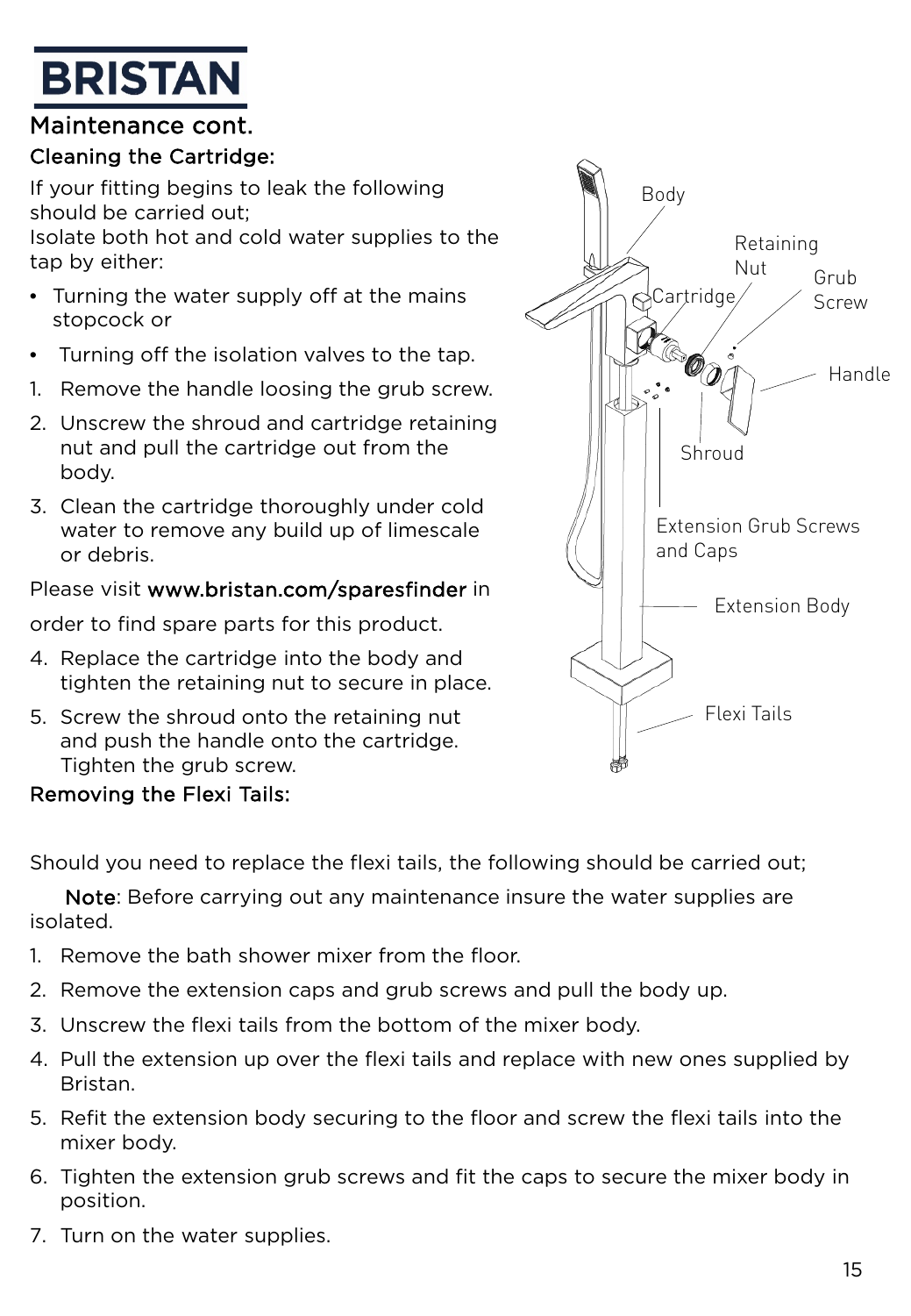# Maintenance cont.

## Cleaning the Cartridge:

If your fitting begins to leak the following should be carried out;
Isolate both hot and cold water supplies to the tap by either:

- Turning the water supply off at the mains stopcock or
- Turning off the isolation valves to the tap.

1. Remove the handle loosing the grub screw.
2. Unscrew the shroud and cartridge retaining nut and pull the cartridge out from the body.
3. Clean the cartridge thoroughly under cold water to remove any build up of limescale or debris.

Please visit **www.bristan.com/sparesfinder** in order to find spare parts for this product.

4. Replace the cartridge into the body and tighten the retaining nut to secure in place.
5. Screw the shroud onto the retaining nut and push the handle onto the cartridge. Tighten the grub screw.

Body
Retaining Nut
Grub Screw
Cartridge
Handle
Shroud
Extension Grub Screws and Caps
Extension Body
Flexi Tails

## Removing the Flexi Tails:

Should you need to replace the flexi tails, the following should be carried out;

**Note**: Before carrying out any maintenance insure the water supplies are isolated.

1. Remove the bath shower mixer from the floor.
2. Remove the extension caps and grub screws and pull the body up.
3. Unscrew the flexi tails from the bottom of the mixer body.
4. Pull the extension up over the flexi tails and replace with new ones supplied by Bristan.
5. Refit the extension body securing to the floor and screw the flexi tails into the mixer body.
6. Tighten the extension grub screws and fit the caps to secure the mixer body in position.
7. Turn on the water supplies.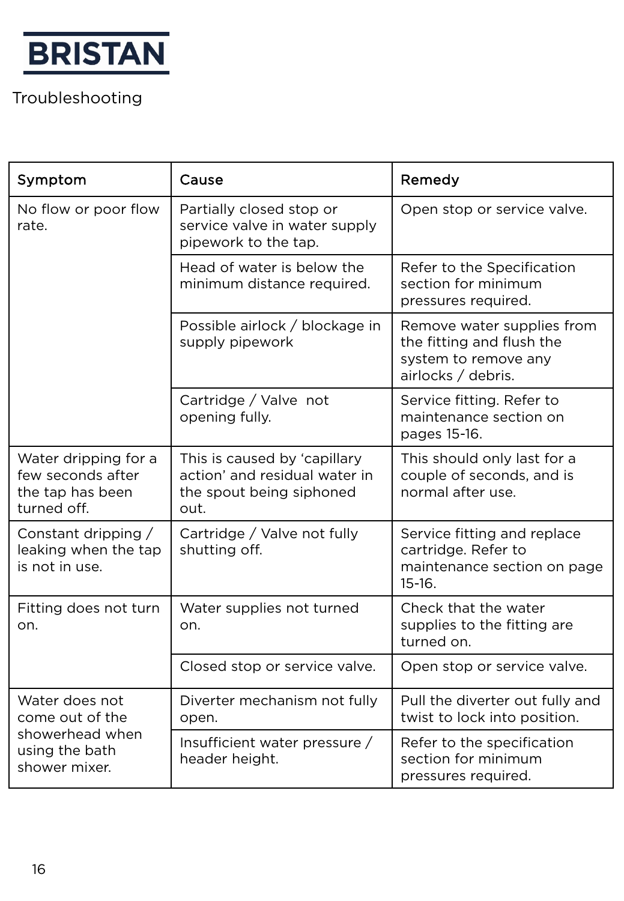BRISTAN

# Troubleshooting

| Symptom | Cause | Remedy |
|---|---|---|
| No flow or poor flow rate. | Partially closed stop or service valve in water supply pipework to the tap. | Open stop or service valve. |
| | Head of water is below the minimum distance required. | Refer to the Specification section for minimum pressures required. |
| | Possible airlock / blockage in supply pipework | Remove water supplies from the fitting and flush the system to remove any airlocks / debris. |
| | Cartridge / Valve not opening fully. | Service fitting. Refer to maintenance section on pages 15-16. |
| Water dripping for a few seconds after the tap has been turned off. | This is caused by 'capillary action' and residual water in the spout being siphoned out. | This should only last for a couple of seconds, and is normal after use. |
| Constant dripping / leaking when the tap is not in use. | Cartridge / Valve not fully shutting off. | Service fitting and replace cartridge. Refer to maintenance section on page 15-16. |
| Fitting does not turn on. | Water supplies not turned on. | Check that the water supplies to the fitting are turned on. |
| | Closed stop or service valve. | Open stop or service valve. |
| Water does not come out of the showerhead when using the bath shower mixer. | Diverter mechanism not fully open. | Pull the diverter out fully and twist to lock into position. |
| | Insufficient water pressure / header height. | Refer to the specification section for minimum pressures required. |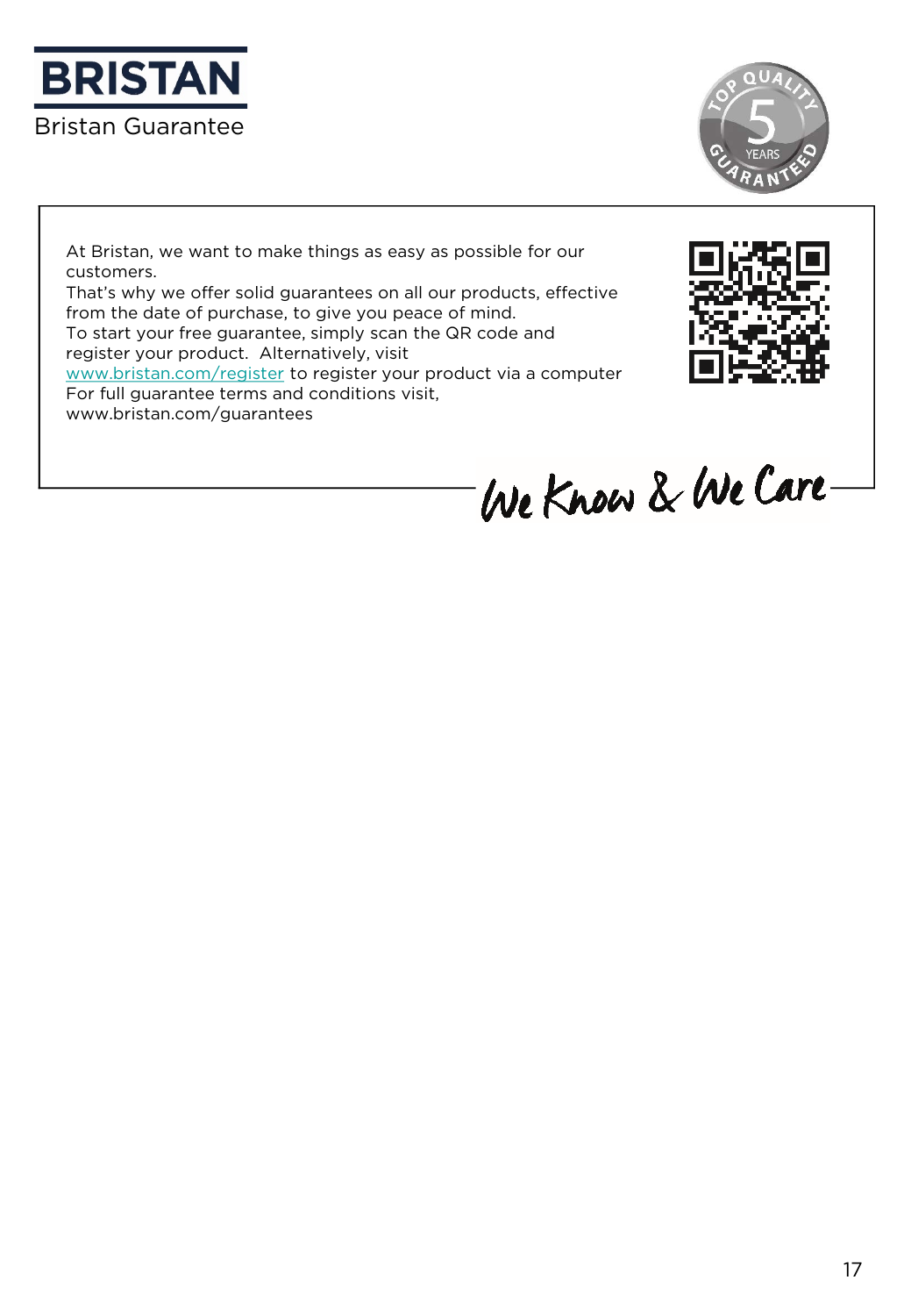# BRISTAN

## Bristan Guarantee

TOP QUALITY 5 YEARS GUARANTEED

At Bristan, we want to make things as easy as possible for our customers.
That's why we offer solid guarantees on all our products, effective from the date of purchase, to give you peace of mind.
To start your free guarantee, simply scan the QR code and register your product. Alternatively, visit www.bristan.com/register to register your product via a computer
For full guarantee terms and conditions visit, www.bristan.com/guarantees

*We Know & We Care*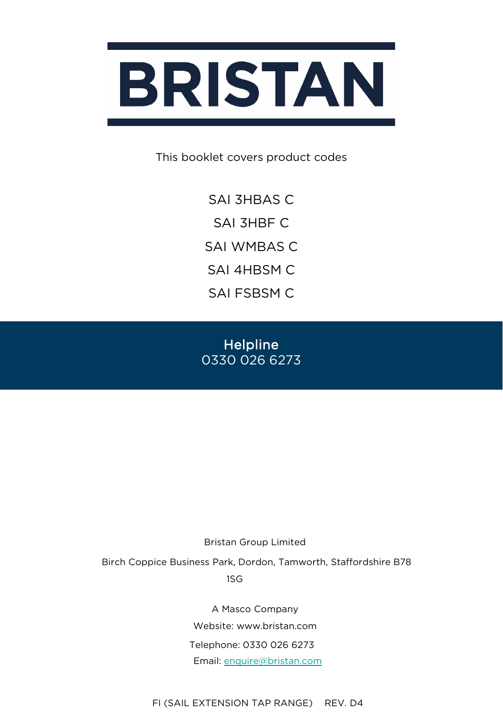# BRISTAN

This booklet covers product codes

SAI 3HBAS C

SAI 3HBF C

SAI WMBAS C

SAI 4HBSM C

SAI FSBSM C

**Helpline**
0330 026 6273

Bristan Group Limited

Birch Coppice Business Park, Dordon, Tamworth, Staffordshire B78 1SG

A Masco Company

Website: www.bristan.com

Telephone: 0330 026 6273

Email: enquire@bristan.com

FI (SAIL EXTENSION TAP RANGE) REV. D4